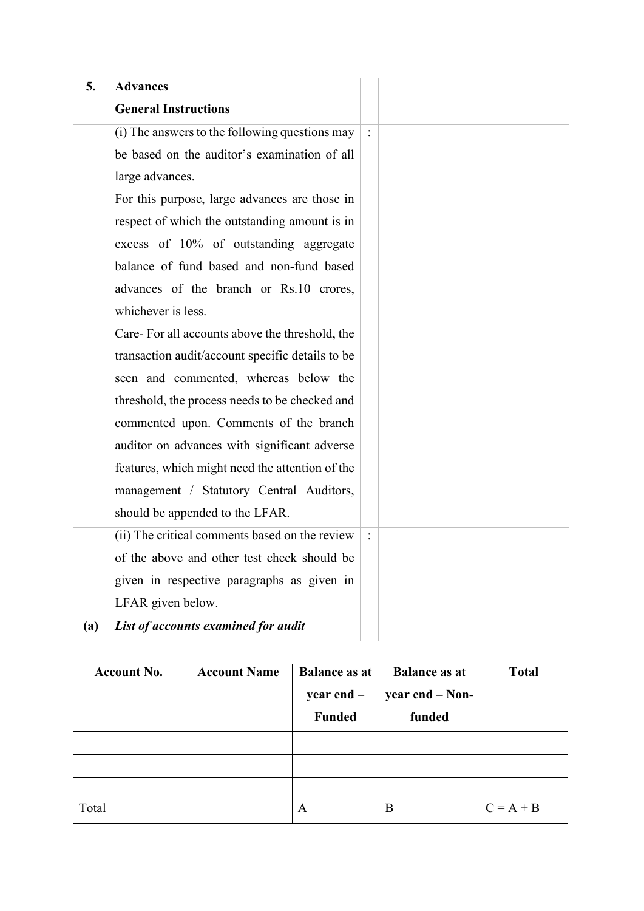| 5. | **Advances** | | |
|---|---|---|---|
| | **General Instructions** | | |
| | (i) The answers to the following questions may be based on the auditor's examination of all large advances.<br>For this purpose, large advances are those in respect of which the outstanding amount is in excess of 10% of outstanding aggregate balance of fund based and non-fund based advances of the branch or Rs.10 crores, whichever is less.<br>Care- For all accounts above the threshold, the transaction audit/account specific details to be seen and commented, whereas below the threshold, the process needs to be checked and commented upon. Comments of the branch auditor on advances with significant adverse features, which might need the attention of the management / Statutory Central Auditors, should be appended to the LFAR. | : | |
| | (ii) The critical comments based on the review of the above and other test check should be given in respective paragraphs as given in LFAR given below. | : | |
| **(a)** | ***List of accounts examined for audit*** | | |

| Account No. | Account Name | Balance as at year end – Funded | Balance as at year end – Non-funded | Total |
|---|---|---|---|---|
| | | | | |
| | | | | |
| | | | | |
| Total | | A | B | C = A + B |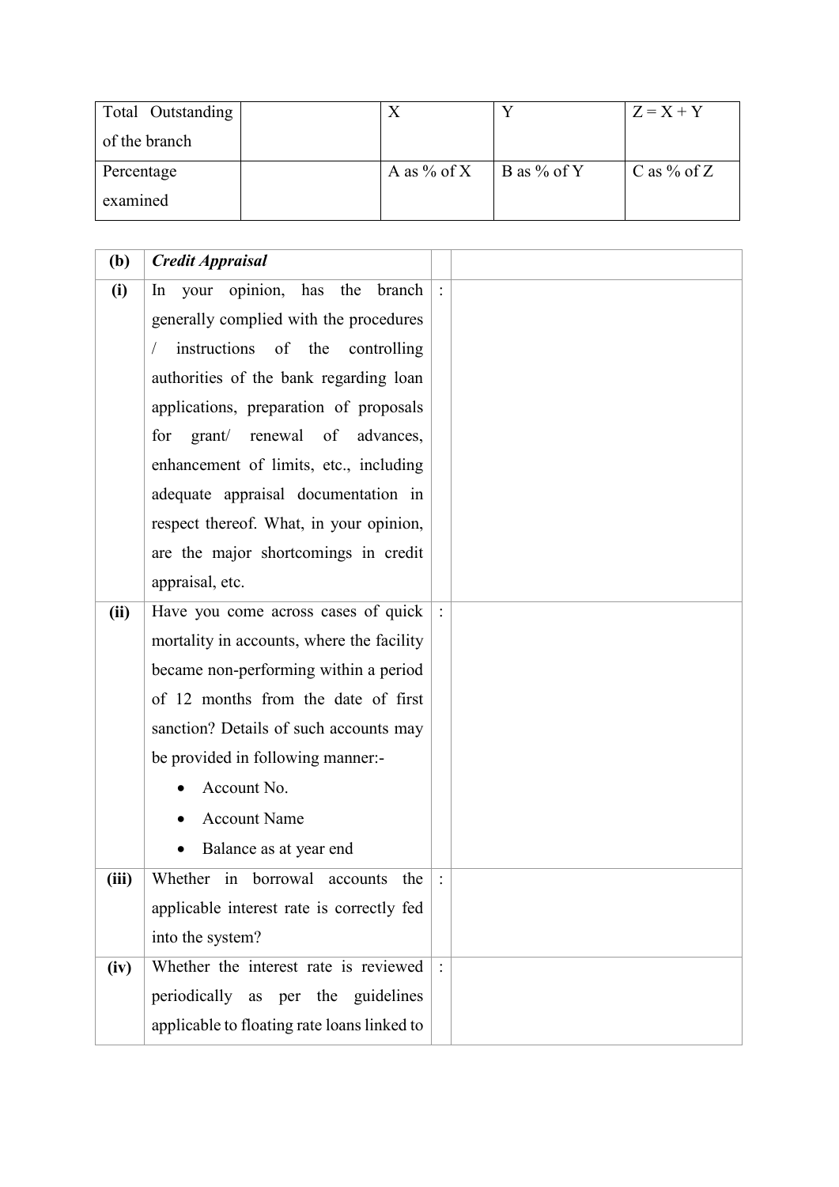| Total Outstanding of the branch | | X | Y | Z = X + Y |
|---|---|---|---|---|
| Percentage examined | | A as % of X | B as % of Y | C as % of Z |

| (b) | ***Credit Appraisal*** | | |
|---|---|---|---|
| **(i)** | In your opinion, has the branch generally complied with the procedures / instructions of the controlling authorities of the bank regarding loan applications, preparation of proposals for grant/ renewal of advances, enhancement of limits, etc., including adequate appraisal documentation in respect thereof. What, in your opinion, are the major shortcomings in credit appraisal, etc. | : | |
| **(ii)** | Have you come across cases of quick mortality in accounts, where the facility became non-performing within a period of 12 months from the date of first sanction? Details of such accounts may be provided in following manner:- <br>• Account No. <br>• Account Name <br>• Balance as at year end | : | |
| **(iii)** | Whether in borrowal accounts the applicable interest rate is correctly fed into the system? | : | |
| **(iv)** | Whether the interest rate is reviewed periodically as per the guidelines applicable to floating rate loans linked to | : | |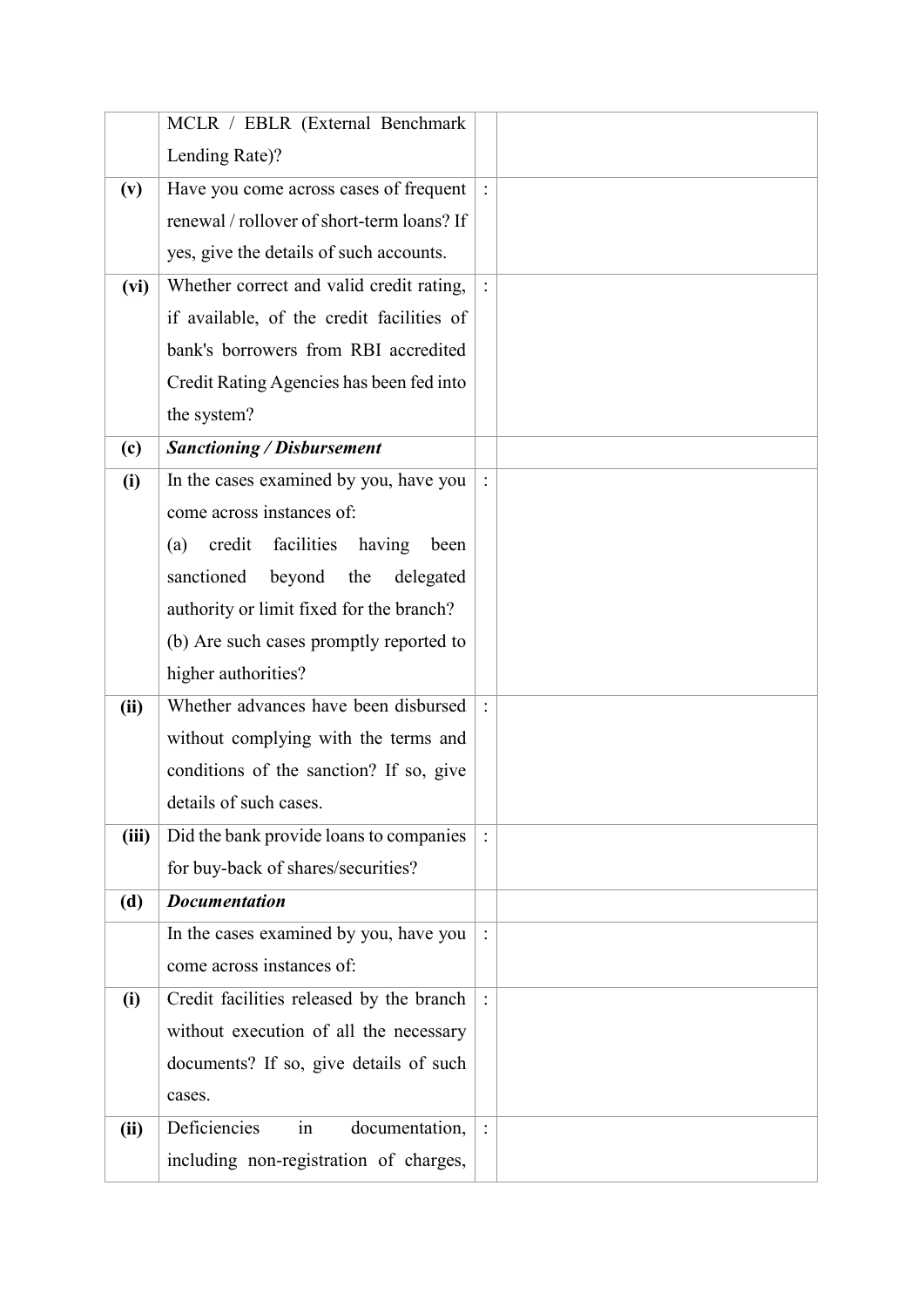| | | | |
|---|---|---|---|
| | MCLR / EBLR (External Benchmark Lending Rate)? | | |
| **(v)** | Have you come across cases of frequent renewal / rollover of short-term loans? If yes, give the details of such accounts. | : | |
| **(vi)** | Whether correct and valid credit rating, if available, of the credit facilities of bank's borrowers from RBI accredited Credit Rating Agencies has been fed into the system? | : | |
| **(c)** | ***Sanctioning / Disbursement*** | | |
| **(i)** | In the cases examined by you, have you come across instances of:<br>(a) credit facilities having been sanctioned beyond the delegated authority or limit fixed for the branch?<br>(b) Are such cases promptly reported to higher authorities? | : | |
| **(ii)** | Whether advances have been disbursed without complying with the terms and conditions of the sanction? If so, give details of such cases. | : | |
| **(iii)** | Did the bank provide loans to companies for buy-back of shares/securities? | : | |
| **(d)** | ***Documentation*** | | |
| | In the cases examined by you, have you come across instances of: | : | |
| **(i)** | Credit facilities released by the branch without execution of all the necessary documents? If so, give details of such cases. | : | |
| **(ii)** | Deficiencies in documentation, including non-registration of charges, | : | |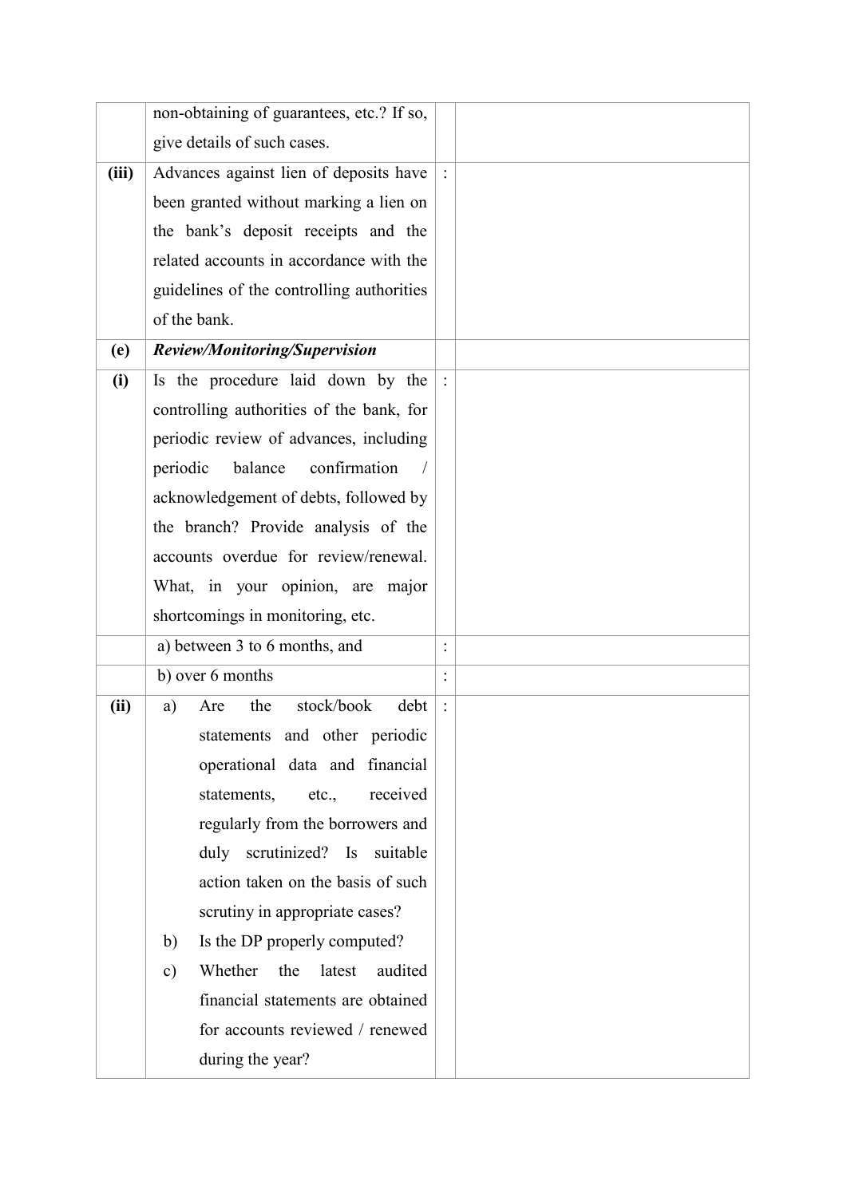|  |  |  |  |
|---|---|---|---|
|  | non-obtaining of guarantees, etc.? If so, give details of such cases. |  |  |
| **(iii)** | Advances against lien of deposits have been granted without marking a lien on the bank's deposit receipts and the related accounts in accordance with the guidelines of the controlling authorities of the bank. | : |  |
| **(e)** | ***Review/Monitoring/Supervision*** |  |  |
| **(i)** | Is the procedure laid down by the controlling authorities of the bank, for periodic review of advances, including periodic balance confirmation / acknowledgement of debts, followed by the branch? Provide analysis of the accounts overdue for review/renewal. What, in your opinion, are major shortcomings in monitoring, etc. | : |  |
|  | a) between 3 to 6 months, and | : |  |
|  | b) over 6 months | : |  |
| **(ii)** | a) Are the stock/book debt statements and other periodic operational data and financial statements, etc., received regularly from the borrowers and duly scrutinized? Is suitable action taken on the basis of such scrutiny in appropriate cases?<br>b) Is the DP properly computed?<br>c) Whether the latest audited financial statements are obtained for accounts reviewed / renewed during the year? | : |  |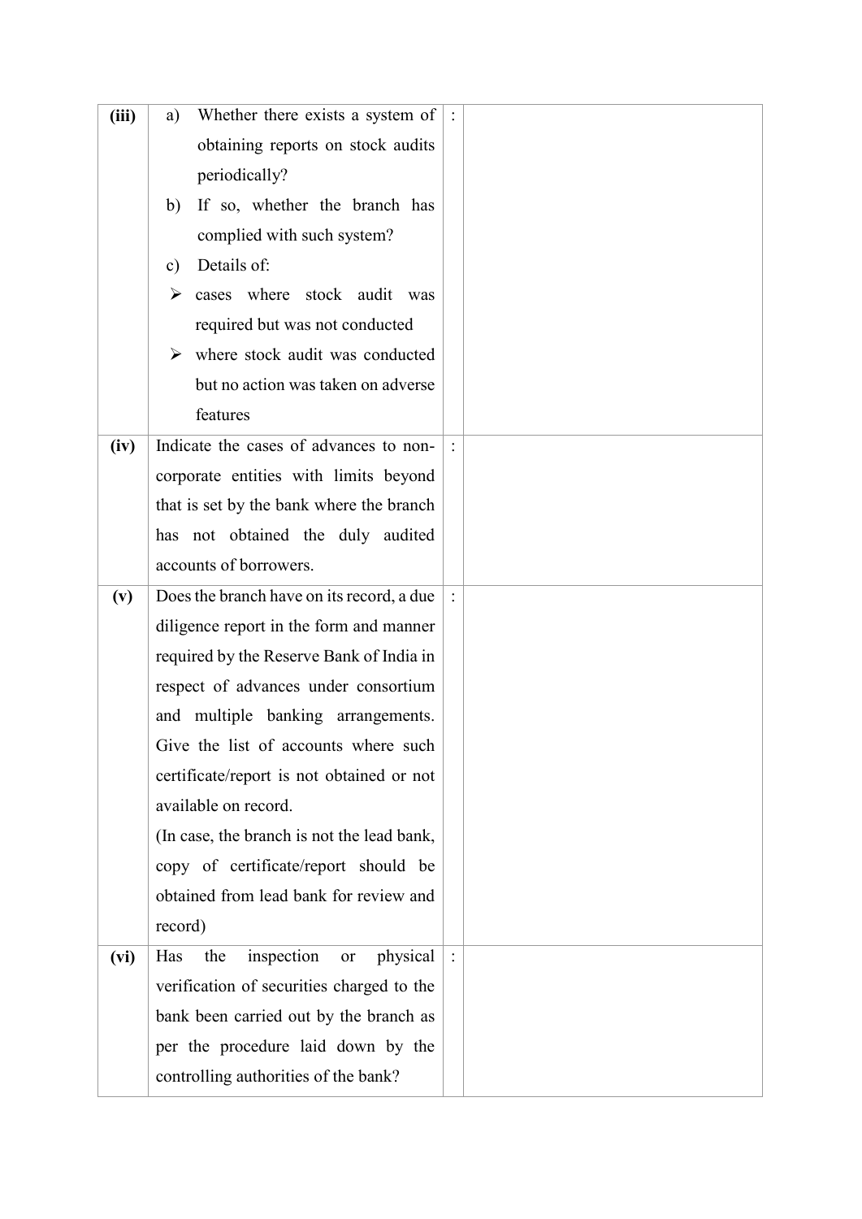| | | | |
|---|---|---|---|
| **(iii)** | a) Whether there exists a system of obtaining reports on stock audits periodically?<br>b) If so, whether the branch has complied with such system?<br>c) Details of:<br>➢ cases where stock audit was required but was not conducted<br>➢ where stock audit was conducted but no action was taken on adverse features | : | |
| **(iv)** | Indicate the cases of advances to non-corporate entities with limits beyond that is set by the bank where the branch has not obtained the duly audited accounts of borrowers. | : | |
| **(v)** | Does the branch have on its record, a due diligence report in the form and manner required by the Reserve Bank of India in respect of advances under consortium and multiple banking arrangements. Give the list of accounts where such certificate/report is not obtained or not available on record.<br>(In case, the branch is not the lead bank, copy of certificate/report should be obtained from lead bank for review and record) | : | |
| **(vi)** | Has the inspection or physical verification of securities charged to the bank been carried out by the branch as per the procedure laid down by the controlling authorities of the bank? | : | |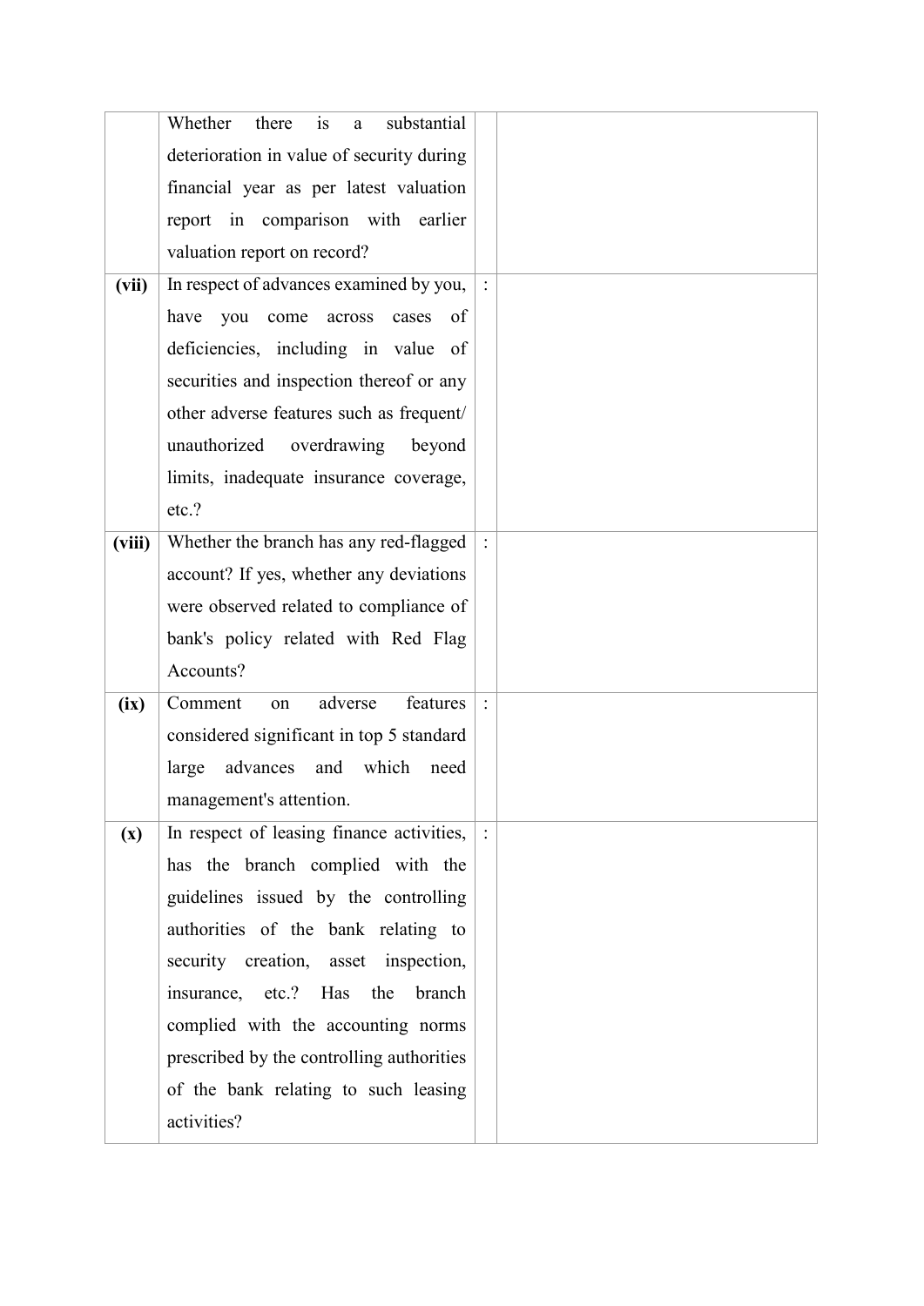| | | | |
|---|---|---|---|
| | Whether there is a substantial deterioration in value of security during financial year as per latest valuation report in comparison with earlier valuation report on record? | | |
| **(vii)** | In respect of advances examined by you, have you come across cases of deficiencies, including in value of securities and inspection thereof or any other adverse features such as frequent/ unauthorized overdrawing beyond limits, inadequate insurance coverage, etc.? | : | |
| **(viii)** | Whether the branch has any red-flagged account? If yes, whether any deviations were observed related to compliance of bank's policy related with Red Flag Accounts? | : | |
| **(ix)** | Comment on adverse features considered significant in top 5 standard large advances and which need management's attention. | : | |
| **(x)** | In respect of leasing finance activities, has the branch complied with the guidelines issued by the controlling authorities of the bank relating to security creation, asset inspection, insurance, etc.? Has the branch complied with the accounting norms prescribed by the controlling authorities of the bank relating to such leasing activities? | : | |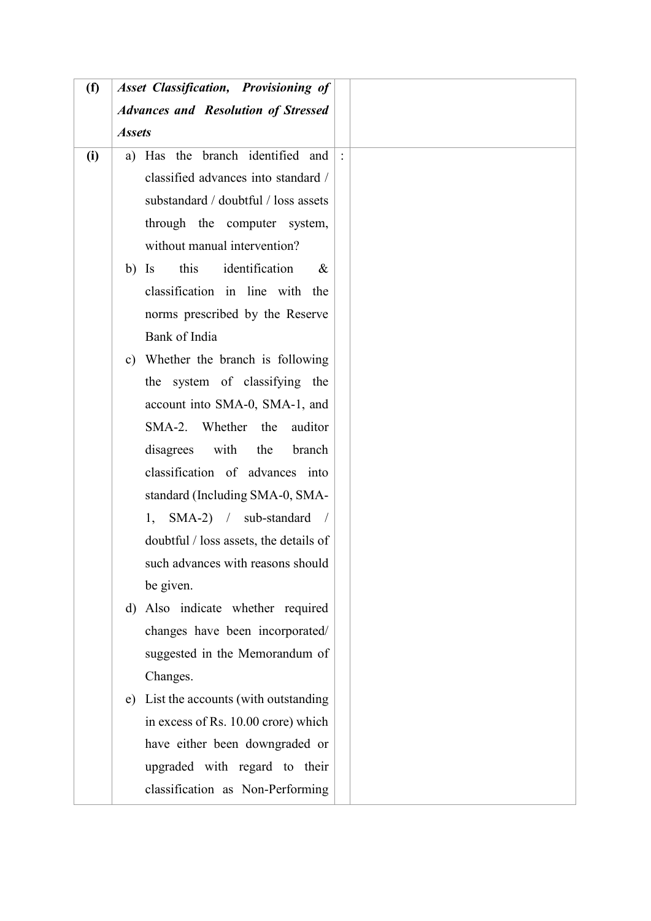| (f) | ***Asset Classification, Provisioning of Advances and Resolution of Stressed Assets*** | | |
|---|---|---|---|
| **(i)** | a) Has the branch identified and classified advances into standard / substandard / doubtful / loss assets through the computer system, without manual intervention?<br>b) Is this identification & classification in line with the norms prescribed by the Reserve Bank of India<br>c) Whether the branch is following the system of classifying the account into SMA-0, SMA-1, and SMA-2. Whether the auditor disagrees with the branch classification of advances into standard (Including SMA-0, SMA-1, SMA-2) / sub-standard / doubtful / loss assets, the details of such advances with reasons should be given.<br>d) Also indicate whether required changes have been incorporated/ suggested in the Memorandum of Changes.<br>e) List the accounts (with outstanding in excess of Rs. 10.00 crore) which have either been downgraded or upgraded with regard to their classification as Non-Performing | : | |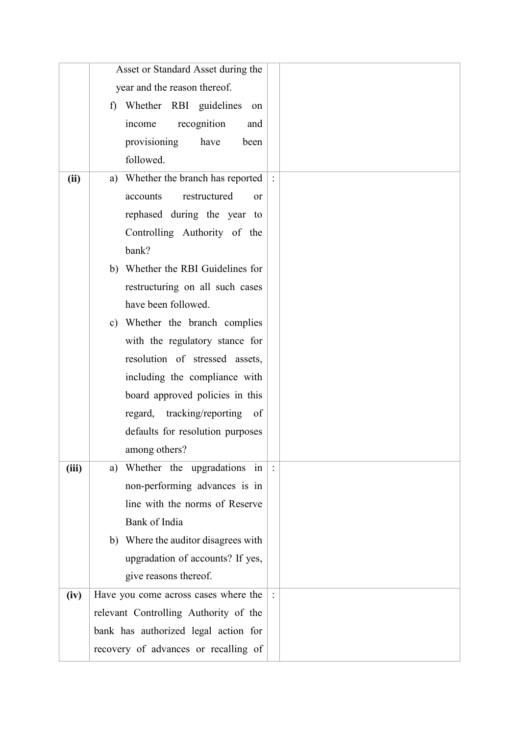| | | | |
|---|---|---|---|
| | Asset or Standard Asset during the year and the reason thereof.<br>f) Whether RBI guidelines on income recognition and provisioning have been followed. | | |
| **(ii)** | a) Whether the branch has reported accounts restructured or rephased during the year to Controlling Authority of the bank?<br>b) Whether the RBI Guidelines for restructuring on all such cases have been followed.<br>c) Whether the branch complies with the regulatory stance for resolution of stressed assets, including the compliance with board approved policies in this regard, tracking/reporting of defaults for resolution purposes among others? | : | |
| **(iii)** | a) Whether the upgradations in non-performing advances is in line with the norms of Reserve Bank of India<br>b) Where the auditor disagrees with upgradation of accounts? If yes, give reasons thereof. | : | |
| **(iv)** | Have you come across cases where the relevant Controlling Authority of the bank has authorized legal action for recovery of advances or recalling of | : | |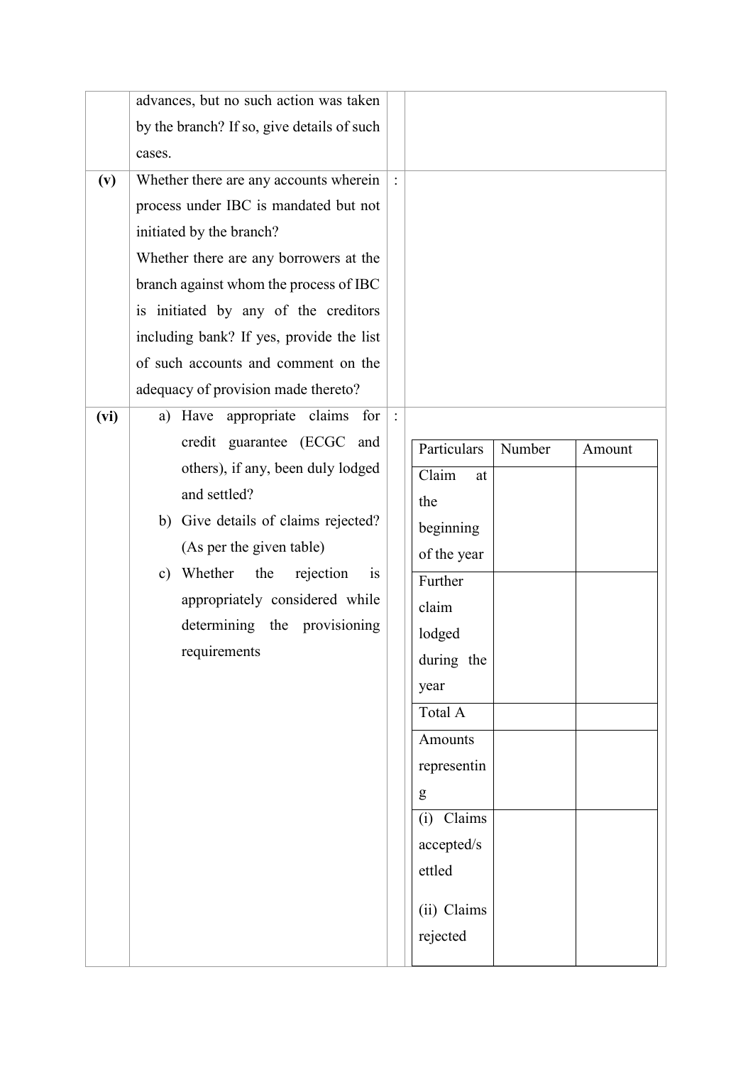| | | | |
|---|---|---|---|
| | advances, but no such action was taken by the branch? If so, give details of such cases. | | |
| **(v)** | Whether there are any accounts wherein process under IBC is mandated but not initiated by the branch?<br>Whether there are any borrowers at the branch against whom the process of IBC is initiated by any of the creditors including bank? If yes, provide the list of such accounts and comment on the adequacy of provision made thereto? | : | |
| **(vi)** | a) Have appropriate claims for credit guarantee (ECGC and others), if any, been duly lodged and settled?<br>b) Give details of claims rejected? (As per the given table)<br>c) Whether the rejection is appropriately considered while determining the provisioning requirements | : | See table below |

| Particulars | Number | Amount |
|---|---|---|
| Claim at the beginning of the year | | |
| Further claim lodged during the year | | |
| Total A | | |
| Amounts representing | | |
| (i) Claims accepted/settled<br>(ii) Claims rejected | | |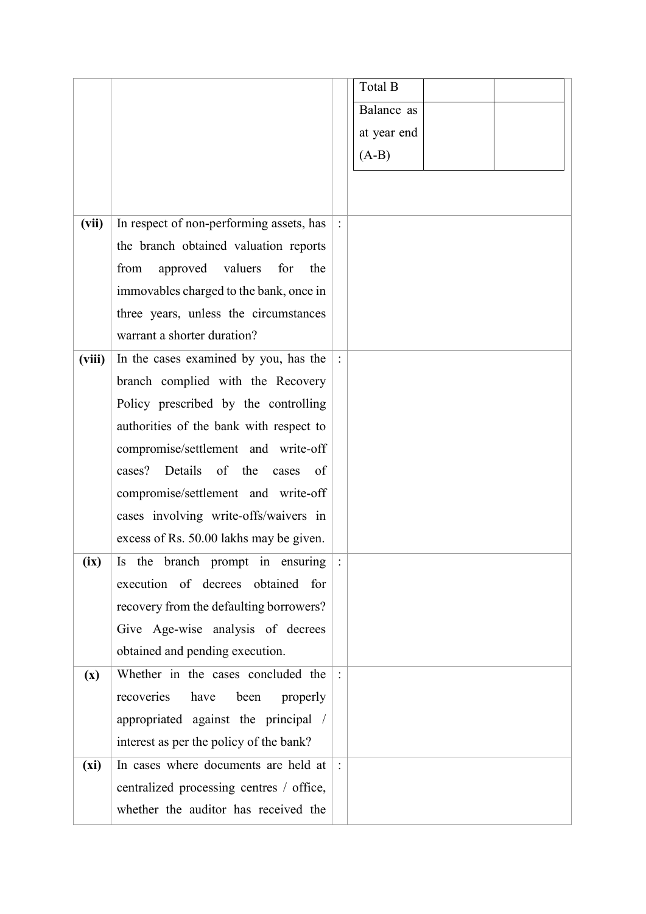| | | | |
|---|---|---|---|
| | | | <table><tr><td>Total B</td><td></td><td></td></tr><tr><td>Balance as at year end (A-B)</td><td></td><td></td></tr></table> |
| **(vii)** | In respect of non-performing assets, has the branch obtained valuation reports from approved valuers for the immovables charged to the bank, once in three years, unless the circumstances warrant a shorter duration? | : | |
| **(viii)** | In the cases examined by you, has the branch complied with the Recovery Policy prescribed by the controlling authorities of the bank with respect to compromise/settlement and write-off cases? Details of the cases of compromise/settlement and write-off cases involving write-offs/waivers in excess of Rs. 50.00 lakhs may be given. | : | |
| **(ix)** | Is the branch prompt in ensuring execution of decrees obtained for recovery from the defaulting borrowers? Give Age-wise analysis of decrees obtained and pending execution. | : | |
| **(x)** | Whether in the cases concluded the recoveries have been properly appropriated against the principal / interest as per the policy of the bank? | : | |
| **(xi)** | In cases where documents are held at centralized processing centres / office, whether the auditor has received the | : | |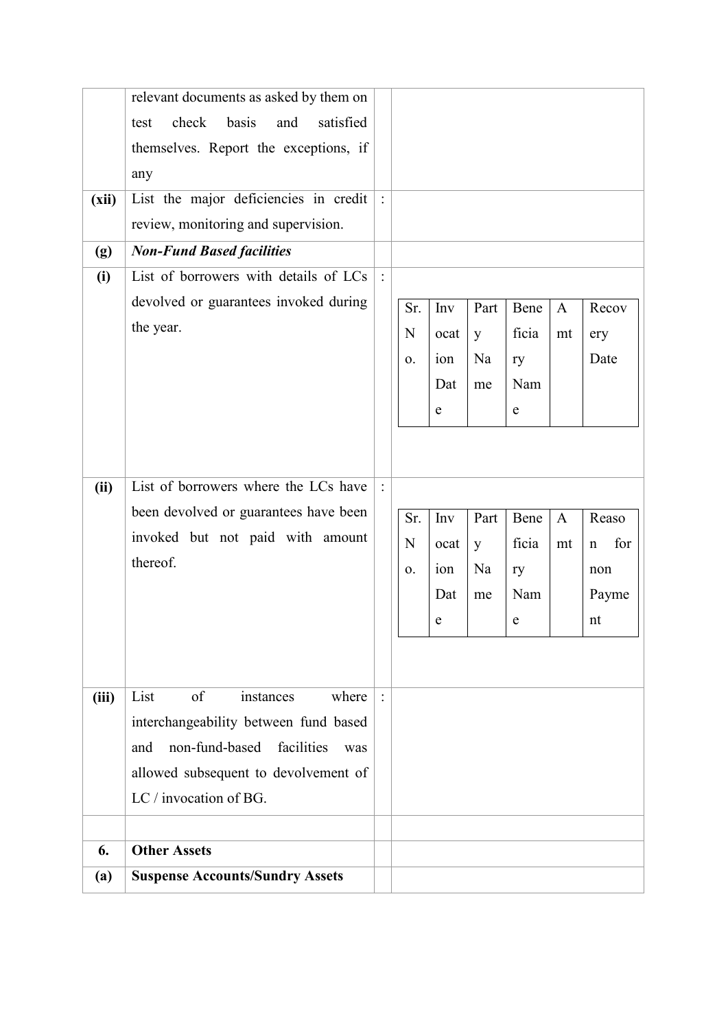| | | | |
|---|---|---|---|
| | relevant documents as asked by them on test check basis and satisfied themselves. Report the exceptions, if any | | |
| **(xii)** | List the major deficiencies in credit review, monitoring and supervision. | : | |
| **(g)** | ***Non-Fund Based facilities*** | | |
| **(i)** | List of borrowers with details of LCs devolved or guarantees invoked during the year. | : | Sr. No. / Invocation Date / Party Name / Beneficiary Name / Amt / Recovery Date |
| **(ii)** | List of borrowers where the LCs have been devolved or guarantees have been invoked but not paid with amount thereof. | : | Sr. No. / Invocation Date / Party Name / Beneficiary Name / Amt / Reason for non Payment |
| **(iii)** | List of instances where interchangeability between fund based and non-fund-based facilities was allowed subsequent to devolvement of LC / invocation of BG. | : | |
| | | | |
| **6.** | **Other Assets** | | |
| **(a)** | **Suspense Accounts/Sundry Assets** | | |

Table for (i):

| Sr. No. | Invocation Date | Party Name | Beneficiary Name | Amt | Recovery Date |
|---|---|---|---|---|---|
| | | | | | |

Table for (ii):

| Sr. No. | Invocation Date | Party Name | Beneficiary Name | Amt | Reason for non Payment |
|---|---|---|---|---|---|
| | | | | | |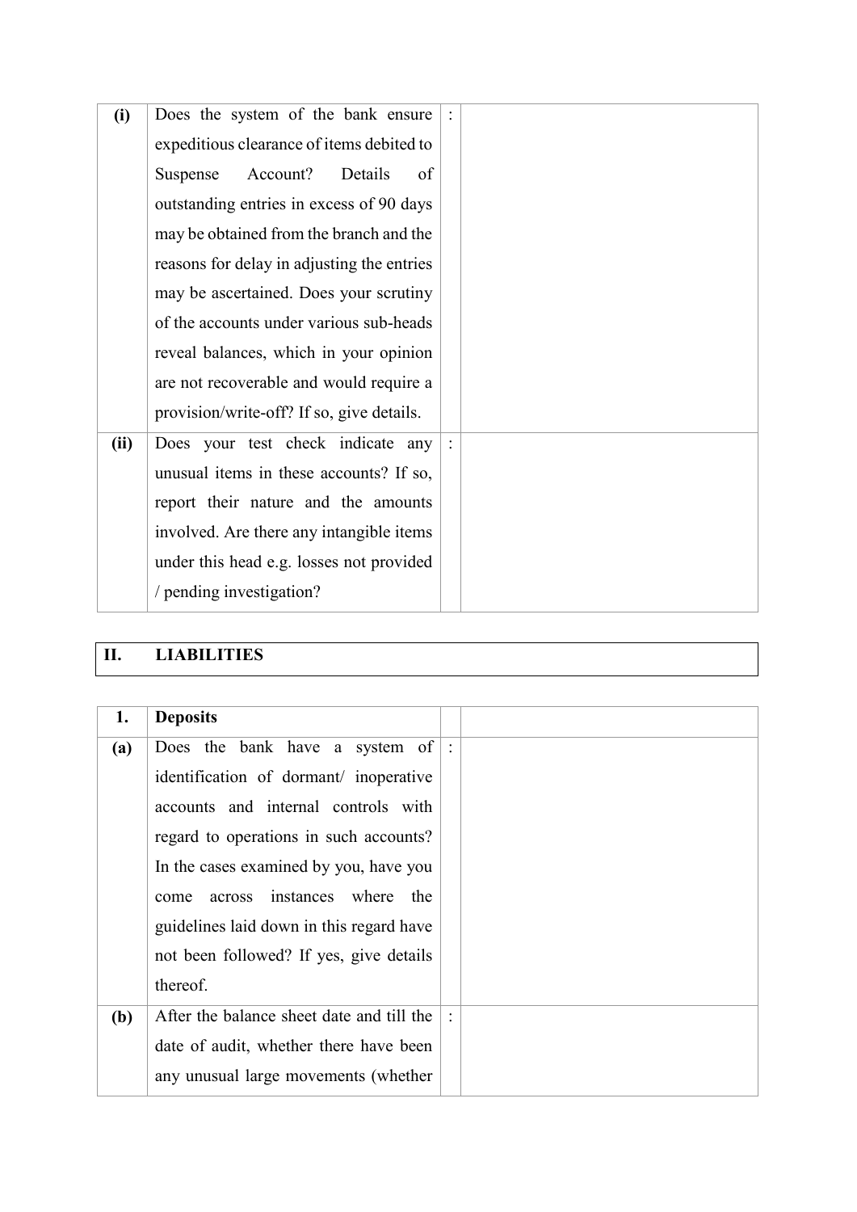| | | | |
|---|---|---|---|
| **(i)** | Does the system of the bank ensure expeditious clearance of items debited to Suspense Account? Details of outstanding entries in excess of 90 days may be obtained from the branch and the reasons for delay in adjusting the entries may be ascertained. Does your scrutiny of the accounts under various sub-heads reveal balances, which in your opinion are not recoverable and would require a provision/write-off? If so, give details. | : | |
| **(ii)** | Does your test check indicate any unusual items in these accounts? If so, report their nature and the amounts involved. Are there any intangible items under this head e.g. losses not provided / pending investigation? | : | |

| | |
|---|---|
| **II.** | **LIABILITIES** |

| | | | |
|---|---|---|---|
| **1.** | **Deposits** | | |
| **(a)** | Does the bank have a system of identification of dormant/ inoperative accounts and internal controls with regard to operations in such accounts? In the cases examined by you, have you come across instances where the guidelines laid down in this regard have not been followed? If yes, give details thereof. | : | |
| **(b)** | After the balance sheet date and till the date of audit, whether there have been any unusual large movements (whether | : | |